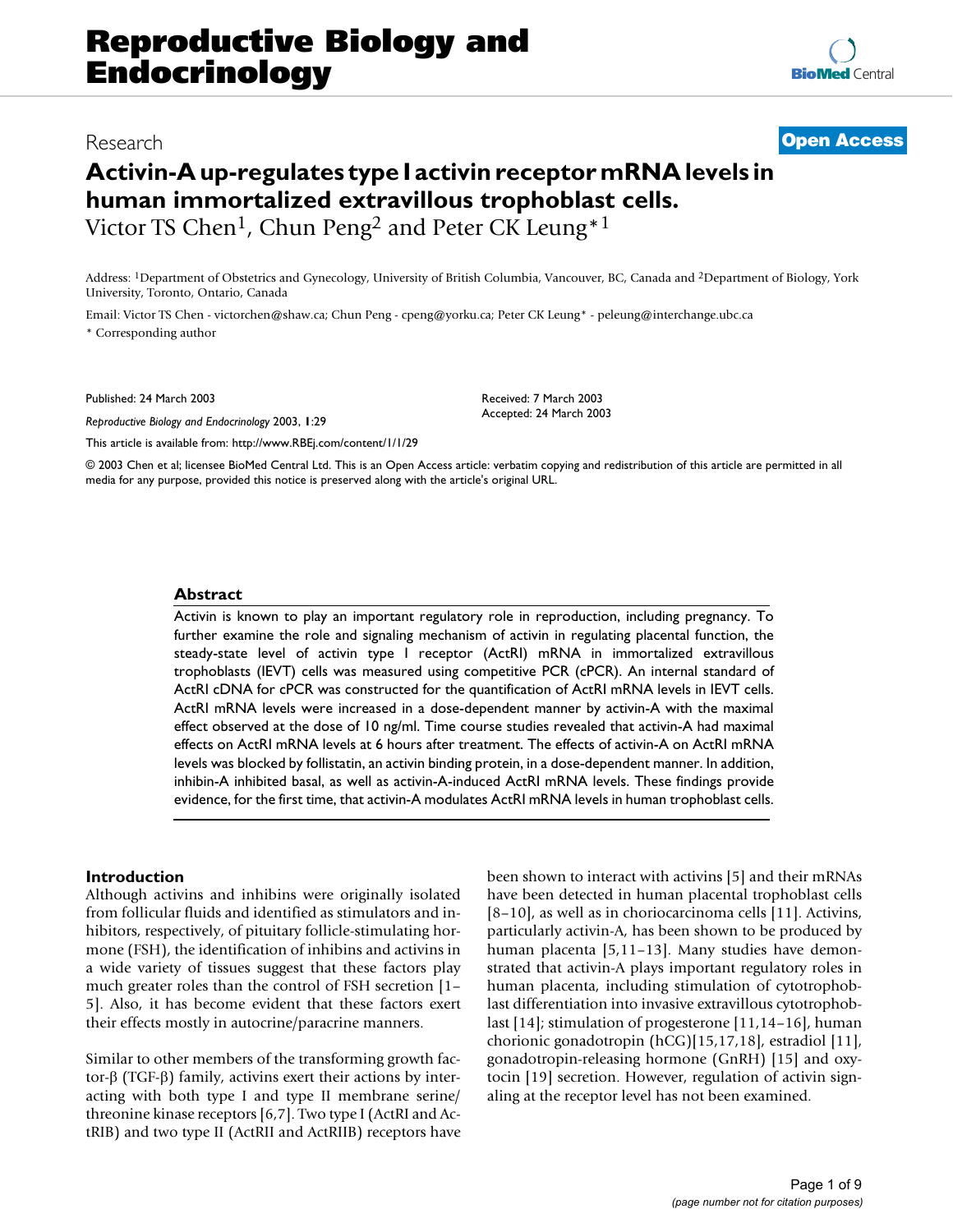Research

**Open Access**

# Activin-A up-regulates type I activin receptor mRNA levels in human immortalized extravillous trophoblast cells.

Victor TS Chen[1], Chun Peng[2] and Peter CK Leung*[1]

Address: [1]Department of Obstetrics and Gynecology, University of British Columbia, Vancouver, BC, Canada and [2]Department of Biology, York University, Toronto, Ontario, Canada

Email: Victor TS Chen - victorchen@shaw.ca; Chun Peng - cpeng@yorku.ca; Peter CK Leung* - peleung@interchange.ubc.ca

\* Corresponding author

Published: 24 March 2003

*Reproductive Biology and Endocrinology* 2003, **1**:29

This article is available from: http://www.RBEj.com/content/1/1/29

Received: 7 March 2003
Accepted: 24 March 2003

© 2003 Chen et al; licensee BioMed Central Ltd. This is an Open Access article: verbatim copying and redistribution of this article are permitted in all media for any purpose, provided this notice is preserved along with the article's original URL.

## Abstract

Activin is known to play an important regulatory role in reproduction, including pregnancy. To further examine the role and signaling mechanism of activin in regulating placental function, the steady-state level of activin type I receptor (ActRI) mRNA in immortalized extravillous trophoblasts (IEVT) cells was measured using competitive PCR (cPCR). An internal standard of ActRI cDNA for cPCR was constructed for the quantification of ActRI mRNA levels in IEVT cells. ActRI mRNA levels were increased in a dose-dependent manner by activin-A with the maximal effect observed at the dose of 10 ng/ml. Time course studies revealed that activin-A had maximal effects on ActRI mRNA levels at 6 hours after treatment. The effects of activin-A on ActRI mRNA levels was blocked by follistatin, an activin binding protein, in a dose-dependent manner. In addition, inhibin-A inhibited basal, as well as activin-A-induced ActRI mRNA levels. These findings provide evidence, for the first time, that activin-A modulates ActRI mRNA levels in human trophoblast cells.

## Introduction

Although activins and inhibins were originally isolated from follicular fluids and identified as stimulators and inhibitors, respectively, of pituitary follicle-stimulating hormone (FSH), the identification of inhibins and activins in a wide variety of tissues suggest that these factors play much greater roles than the control of FSH secretion [1–5]. Also, it has become evident that these factors exert their effects mostly in autocrine/paracrine manners.

Similar to other members of the transforming growth factor-β (TGF-β) family, activins exert their actions by interacting with both type I and type II membrane serine/threonine kinase receptors [6,7]. Two type I (ActRI and ActRIB) and two type II (ActRII and ActRIIB) receptors have been shown to interact with activins [5] and their mRNAs have been detected in human placental trophoblast cells [8–10], as well as in choriocarcinoma cells [11]. Activins, particularly activin-A, has been shown to be produced by human placenta [5,11–13]. Many studies have demonstrated that activin-A plays important regulatory roles in human placenta, including stimulation of cytotrophoblast differentiation into invasive extravillous cytotrophoblast [14]; stimulation of progesterone [11,14–16], human chorionic gonadotropin (hCG)[15,17,18], estradiol [11], gonadotropin-releasing hormone (GnRH) [15] and oxytocin [19] secretion. However, regulation of activin signaling at the receptor level has not been examined.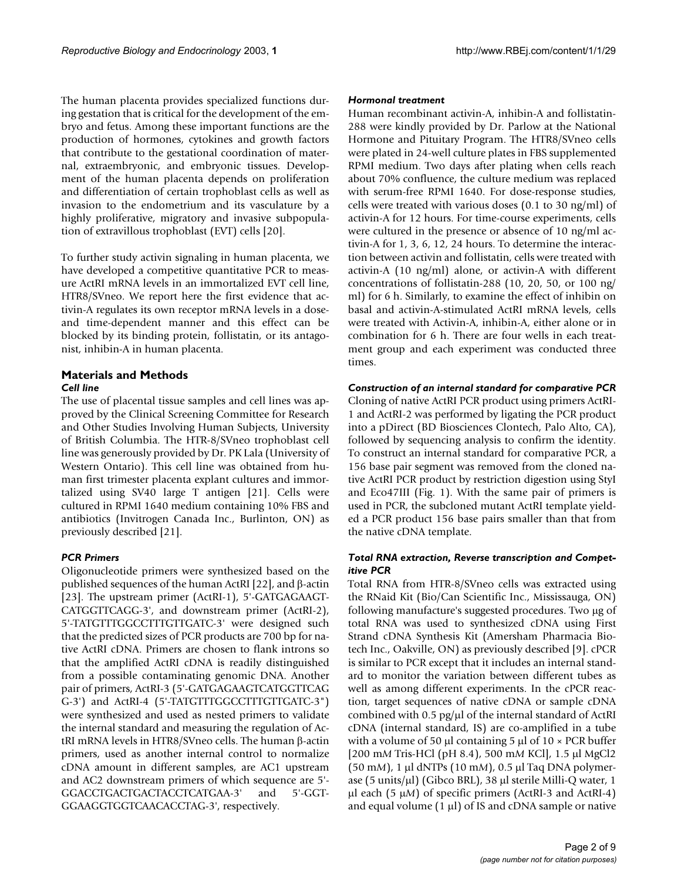The human placenta provides specialized functions during gestation that is critical for the development of the embryo and fetus. Among these important functions are the production of hormones, cytokines and growth factors that contribute to the gestational coordination of maternal, extraembryonic, and embryonic tissues. Development of the human placenta depends on proliferation and differentiation of certain trophoblast cells as well as invasion to the endometrium and its vasculature by a highly proliferative, migratory and invasive subpopulation of extravillous trophoblast (EVT) cells [20].

To further study activin signaling in human placenta, we have developed a competitive quantitative PCR to measure ActRI mRNA levels in an immortalized EVT cell line, HTR8/SVneo. We report here the first evidence that activin-A regulates its own receptor mRNA levels in a dose- and time-dependent manner and this effect can be blocked by its binding protein, follistatin, or its antagonist, inhibin-A in human placenta.

## Materials and Methods

### *Cell line*

The use of placental tissue samples and cell lines was approved by the Clinical Screening Committee for Research and Other Studies Involving Human Subjects, University of British Columbia. The HTR-8/SVneo trophoblast cell line was generously provided by Dr. PK Lala (University of Western Ontario). This cell line was obtained from human first trimester placenta explant cultures and immortalized using SV40 large T antigen [21]. Cells were cultured in RPMI 1640 medium containing 10% FBS and antibiotics (Invitrogen Canada Inc., Burlinton, ON) as previously described [21].

### *PCR Primers*

Oligonucleotide primers were synthesized based on the published sequences of the human ActRI [22], and β-actin [23]. The upstream primer (ActRI-1), 5'-GATGAGAAGTCATGGTTCAGG-3', and downstream primer (ActRI-2), 5'-TATGTTTGGCCTTTGTTGATC-3' were designed such that the predicted sizes of PCR products are 700 bp for native ActRI cDNA. Primers are chosen to flank introns so that the amplified ActRI cDNA is readily distinguished from a possible contaminating genomic DNA. Another pair of primers, ActRI-3 (5'-GATGAGAAGTCATGGTTCAGG-3') and ActRI-4 (5'-TATGTTTGGCCTTTGTTGATC-3") were synthesized and used as nested primers to validate the internal standard and measuring the regulation of ActRI mRNA levels in HTR8/SVneo cells. The human β-actin primers, used as another internal control to normalize cDNA amount in different samples, are AC1 upstream and AC2 downstream primers of which sequence are 5'-GGACCTGACTGACTACCTCATGAA-3' and 5'-GGTGGAAGGTGGTCAACACCTAG-3', respectively.

### *Hormonal treatment*

Human recombinant activin-A, inhibin-A and follistatin-288 were kindly provided by Dr. Parlow at the National Hormone and Pituitary Program. The HTR8/SVneo cells were plated in 24-well culture plates in FBS supplemented RPMI medium. Two days after plating when cells reach about 70% confluence, the culture medium was replaced with serum-free RPMI 1640. For dose-response studies, cells were treated with various doses (0.1 to 30 ng/ml) of activin-A for 12 hours. For time-course experiments, cells were cultured in the presence or absence of 10 ng/ml activin-A for 1, 3, 6, 12, 24 hours. To determine the interaction between activin and follistatin, cells were treated with activin-A (10 ng/ml) alone, or activin-A with different concentrations of follistatin-288 (10, 20, 50, or 100 ng/ml) for 6 h. Similarly, to examine the effect of inhibin on basal and activin-A-stimulated ActRI mRNA levels, cells were treated with Activin-A, inhibin-A, either alone or in combination for 6 h. There are four wells in each treatment group and each experiment was conducted three times.

### *Construction of an internal standard for comparative PCR*

Cloning of native ActRI PCR product using primers ActRI-1 and ActRI-2 was performed by ligating the PCR product into a pDirect (BD Biosciences Clontech, Palo Alto, CA), followed by sequencing analysis to confirm the identity. To construct an internal standard for comparative PCR, a 156 base pair segment was removed from the cloned native ActRI PCR product by restriction digestion using StyI and Eco47III (Fig. 1). With the same pair of primers is used in PCR, the subcloned mutant ActRI template yielded a PCR product 156 base pairs smaller than that from the native cDNA template.

### *Total RNA extraction, Reverse transcription and Competitive PCR*

Total RNA from HTR-8/SVneo cells was extracted using the RNaid Kit (Bio/Can Scientific Inc., Mississauga, ON) following manufacture's suggested procedures. Two μg of total RNA was used to synthesized cDNA using First Strand cDNA Synthesis Kit (Amersham Pharmacia Biotech Inc., Oakville, ON) as previously described [9]. cPCR is similar to PCR except that it includes an internal standard to monitor the variation between different tubes as well as among different experiments. In the cPCR reaction, target sequences of native cDNA or sample cDNA combined with 0.5 pg/μl of the internal standard of ActRI cDNA (internal standard, IS) are co-amplified in a tube with a volume of 50 μl containing 5 μl of 10 × PCR buffer [200 m*M* Tris-HCl (pH 8.4), 500 m*M* KCl], 1.5 μl MgCl2 (50 m*M*), 1 μl dNTPs (10 m*M*), 0.5 μl Taq DNA polymerase (5 units/μl) (Gibco BRL), 38 μl sterile Milli-Q water, 1 μl each (5 μ*M*) of specific primers (ActRI-3 and ActRI-4) and equal volume (1 μl) of IS and cDNA sample or native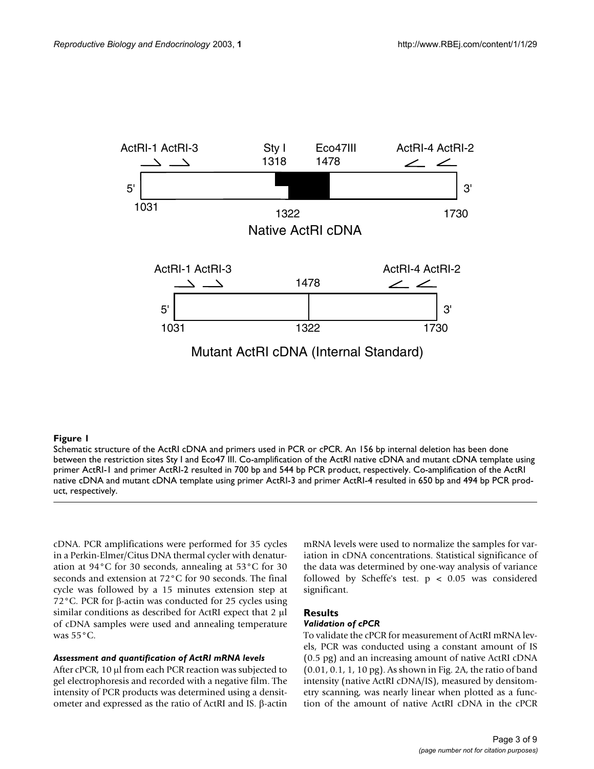**Figure 1**

Schematic structure of the ActRI cDNA and primers used in PCR or cPCR. An 156 bp internal deletion has been done between the restriction sites Sty I and Eco47 III. Co-amplification of the ActRI native cDNA and mutant cDNA template using primer ActRI-1 and primer ActRI-2 resulted in 700 bp and 544 bp PCR product, respectively. Co-amplification of the ActRI native cDNA and mutant cDNA template using primer ActRI-3 and primer ActRI-4 resulted in 650 bp and 494 bp PCR product, respectively.

cDNA. PCR amplifications were performed for 35 cycles in a Perkin-Elmer/Citus DNA thermal cycler with denaturation at 94°C for 30 seconds, annealing at 53°C for 30 seconds and extension at 72°C for 90 seconds. The final cycle was followed by a 15 minutes extension step at 72°C. PCR for β-actin was conducted for 25 cycles using similar conditions as described for ActRI expect that 2 μl of cDNA samples were used and annealing temperature was 55°C.

### *Assessment and quantification of ActRI mRNA levels*

After cPCR, 10 μl from each PCR reaction was subjected to gel electrophoresis and recorded with a negative film. The intensity of PCR products was determined using a densitometer and expressed as the ratio of ActRI and IS. β-actin mRNA levels were used to normalize the samples for variation in cDNA concentrations. Statistical significance of the data was determined by one-way analysis of variance followed by Scheffe's test. $p < 0.05$ was considered significant.

## Results

### *Validation of cPCR*

To validate the cPCR for measurement of ActRI mRNA levels, PCR was conducted using a constant amount of IS (0.5 pg) and an increasing amount of native ActRI cDNA (0.01, 0.1, 1, 10 pg). As shown in Fig. 2A, the ratio of band intensity (native ActRI cDNA/IS), measured by densitometry scanning, was nearly linear when plotted as a function of the amount of native ActRI cDNA in the cPCR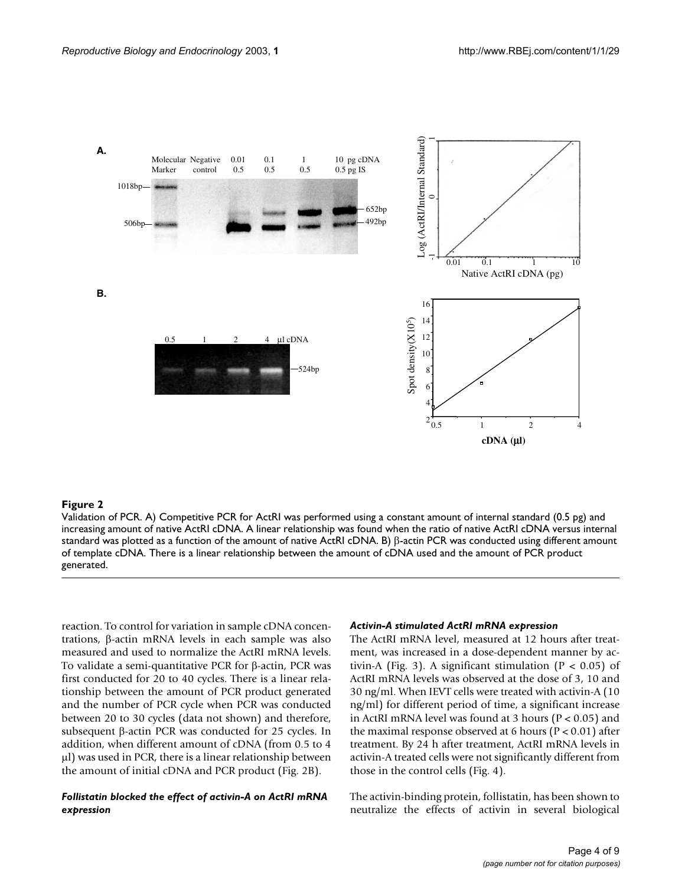**Figure 2**

Validation of PCR. A) Competitive PCR for ActRI was performed using a constant amount of internal standard (0.5 pg) and increasing amount of native ActRI cDNA. A linear relationship was found when the ratio of native ActRI cDNA versus internal standard was plotted as a function of the amount of native ActRI cDNA. B) β-actin PCR was conducted using different amount of template cDNA. There is a linear relationship between the amount of cDNA used and the amount of PCR product generated.

reaction. To control for variation in sample cDNA concentrations, β-actin mRNA levels in each sample was also measured and used to normalize the ActRI mRNA levels. To validate a semi-quantitative PCR for β-actin, PCR was first conducted for 20 to 40 cycles. There is a linear relationship between the amount of PCR product generated and the number of PCR cycle when PCR was conducted between 20 to 30 cycles (data not shown) and therefore, subsequent β-actin PCR was conducted for 25 cycles. In addition, when different amount of cDNA (from 0.5 to 4 μl) was used in PCR, there is a linear relationship between the amount of initial cDNA and PCR product (Fig. 2B).

### *Activin-A stimulated ActRI mRNA expression*

The ActRI mRNA level, measured at 12 hours after treatment, was increased in a dose-dependent manner by activin-A (Fig. 3). A significant stimulation ($P < 0.05$) of ActRI mRNA levels was observed at the dose of 3, 10 and 30 ng/ml. When IEVT cells were treated with activin-A (10 ng/ml) for different period of time, a significant increase in ActRI mRNA level was found at 3 hours ($P < 0.05$) and the maximal response observed at 6 hours ($P < 0.01$) after treatment. By 24 h after treatment, ActRI mRNA levels in activin-A treated cells were not significantly different from those in the control cells (Fig. 4).

### *Follistatin blocked the effect of activin-A on ActRI mRNA expression*

The activin-binding protein, follistatin, has been shown to neutralize the effects of activin in several biological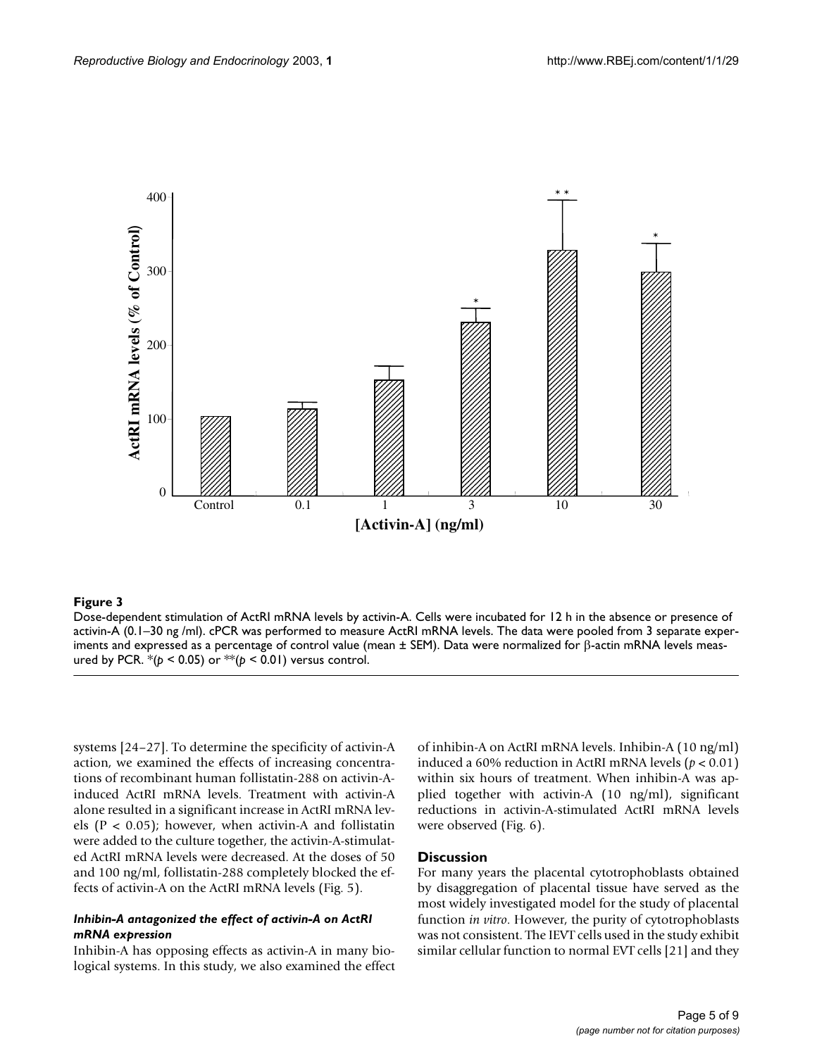**Figure 3**

Dose-dependent stimulation of ActRI mRNA levels by activin-A. Cells were incubated for 12 h in the absence or presence of activin-A (0.1–30 ng /ml). cPCR was performed to measure ActRI mRNA levels. The data were pooled from 3 separate experiments and expressed as a percentage of control value (mean ± SEM). Data were normalized for β-actin mRNA levels measured by PCR. *($p < 0.05$) or **($p < 0.01$) versus control.

systems [24–27]. To determine the specificity of activin-A action, we examined the effects of increasing concentrations of recombinant human follistatin-288 on activin-A-induced ActRI mRNA levels. Treatment with activin-A alone resulted in a significant increase in ActRI mRNA levels ($P < 0.05$); however, when activin-A and follistatin were added to the culture together, the activin-A-stimulated ActRI mRNA levels were decreased. At the doses of 50 and 100 ng/ml, follistatin-288 completely blocked the effects of activin-A on the ActRI mRNA levels (Fig. 5).

### *Inhibin-A antagonized the effect of activin-A on ActRI mRNA expression*

Inhibin-A has opposing effects as activin-A in many biological systems. In this study, we also examined the effect of inhibin-A on ActRI mRNA levels. Inhibin-A (10 ng/ml) induced a 60% reduction in ActRI mRNA levels ($p < 0.01$) within six hours of treatment. When inhibin-A was applied together with activin-A (10 ng/ml), significant reductions in activin-A-stimulated ActRI mRNA levels were observed (Fig. 6).

## Discussion

For many years the placental cytotrophoblasts obtained by disaggregation of placental tissue have served as the most widely investigated model for the study of placental function *in vitro*. However, the purity of cytotrophoblasts was not consistent. The IEVT cells used in the study exhibit similar cellular function to normal EVT cells [21] and they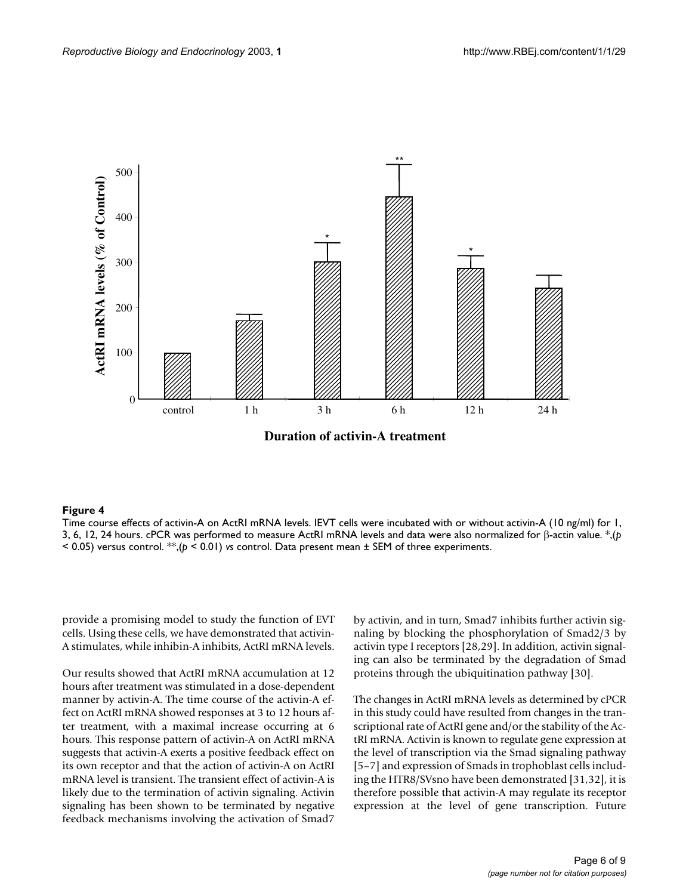**Figure 4**

Time course effects of activin-A on ActRI mRNA levels. IEVT cells were incubated with or without activin-A (10 ng/ml) for 1, 3, 6, 12, 24 hours. cPCR was performed to measure ActRI mRNA levels and data were also normalized for β-actin value. *,($p < 0.05$) versus control. **,($p < 0.01$) *vs* control. Data present mean ± SEM of three experiments.

provide a promising model to study the function of EVT cells. Using these cells, we have demonstrated that activin-A stimulates, while inhibin-A inhibits, ActRI mRNA levels.

Our results showed that ActRI mRNA accumulation at 12 hours after treatment was stimulated in a dose-dependent manner by activin-A. The time course of the activin-A effect on ActRI mRNA showed responses at 3 to 12 hours after treatment, with a maximal increase occurring at 6 hours. This response pattern of activin-A on ActRI mRNA suggests that activin-A exerts a positive feedback effect on its own receptor and that the action of activin-A on ActRI mRNA level is transient. The transient effect of activin-A is likely due to the termination of activin signaling. Activin signaling has been shown to be terminated by negative feedback mechanisms involving the activation of Smad7 by activin, and in turn, Smad7 inhibits further activin signaling by blocking the phosphorylation of Smad2/3 by activin type I receptors [28,29]. In addition, activin signaling can also be terminated by the degradation of Smad proteins through the ubiquitination pathway [30].

The changes in ActRI mRNA levels as determined by cPCR in this study could have resulted from changes in the transcriptional rate of ActRI gene and/or the stability of the ActRI mRNA. Activin is known to regulate gene expression at the level of transcription via the Smad signaling pathway [5–7] and expression of Smads in trophoblast cells including the HTR8/SVsno have been demonstrated [31,32], it is therefore possible that activin-A may regulate its receptor expression at the level of gene transcription. Future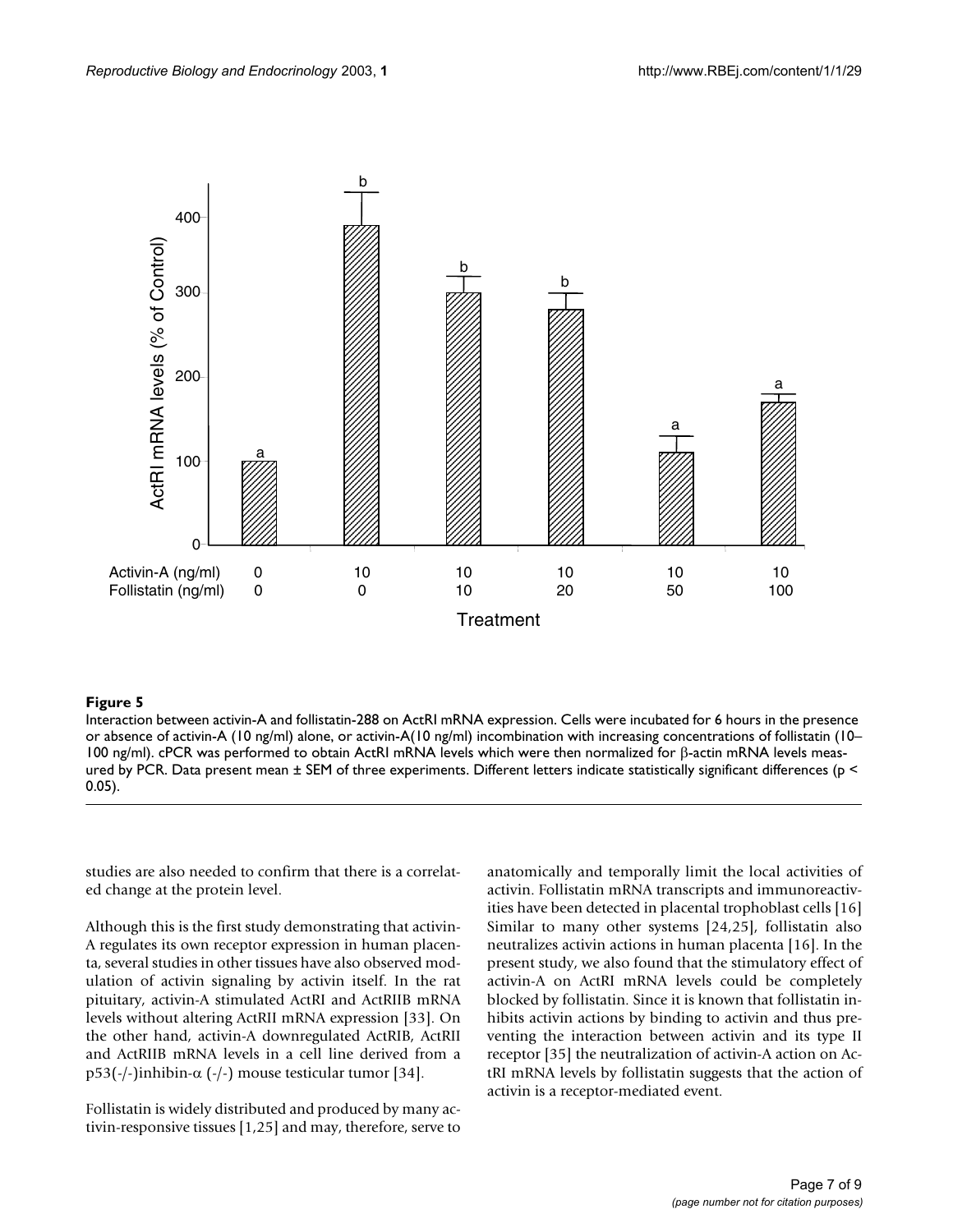**Figure 5**

Interaction between activin-A and follistatin-288 on ActRI mRNA expression. Cells were incubated for 6 hours in the presence or absence of activin-A (10 ng/ml) alone, or activin-A(10 ng/ml) incombination with increasing concentrations of follistatin (10–100 ng/ml). cPCR was performed to obtain ActRI mRNA levels which were then normalized for β-actin mRNA levels measured by PCR. Data present mean ± SEM of three experiments. Different letters indicate statistically significant differences ($p < 0.05$).

studies are also needed to confirm that there is a correlated change at the protein level.

Although this is the first study demonstrating that activin-A regulates its own receptor expression in human placenta, several studies in other tissues have also observed modulation of activin signaling by activin itself. In the rat pituitary, activin-A stimulated ActRI and ActRIIB mRNA levels without altering ActRII mRNA expression [33]. On the other hand, activin-A downregulated ActRIB, ActRII and ActRIIB mRNA levels in a cell line derived from a p53(-/-)inhibin-α (-/-) mouse testicular tumor [34].

Follistatin is widely distributed and produced by many activin-responsive tissues [1,25] and may, therefore, serve to anatomically and temporally limit the local activities of activin. Follistatin mRNA transcripts and immunoreactivities have been detected in placental trophoblast cells [16] Similar to many other systems [24,25], follistatin also neutralizes activin actions in human placenta [16]. In the present study, we also found that the stimulatory effect of activin-A on ActRI mRNA levels could be completely blocked by follistatin. Since it is known that follistatin inhibits activin actions by binding to activin and thus preventing the interaction between activin and its type II receptor [35] the neutralization of activin-A action on ActRI mRNA levels by follistatin suggests that the action of activin is a receptor-mediated event.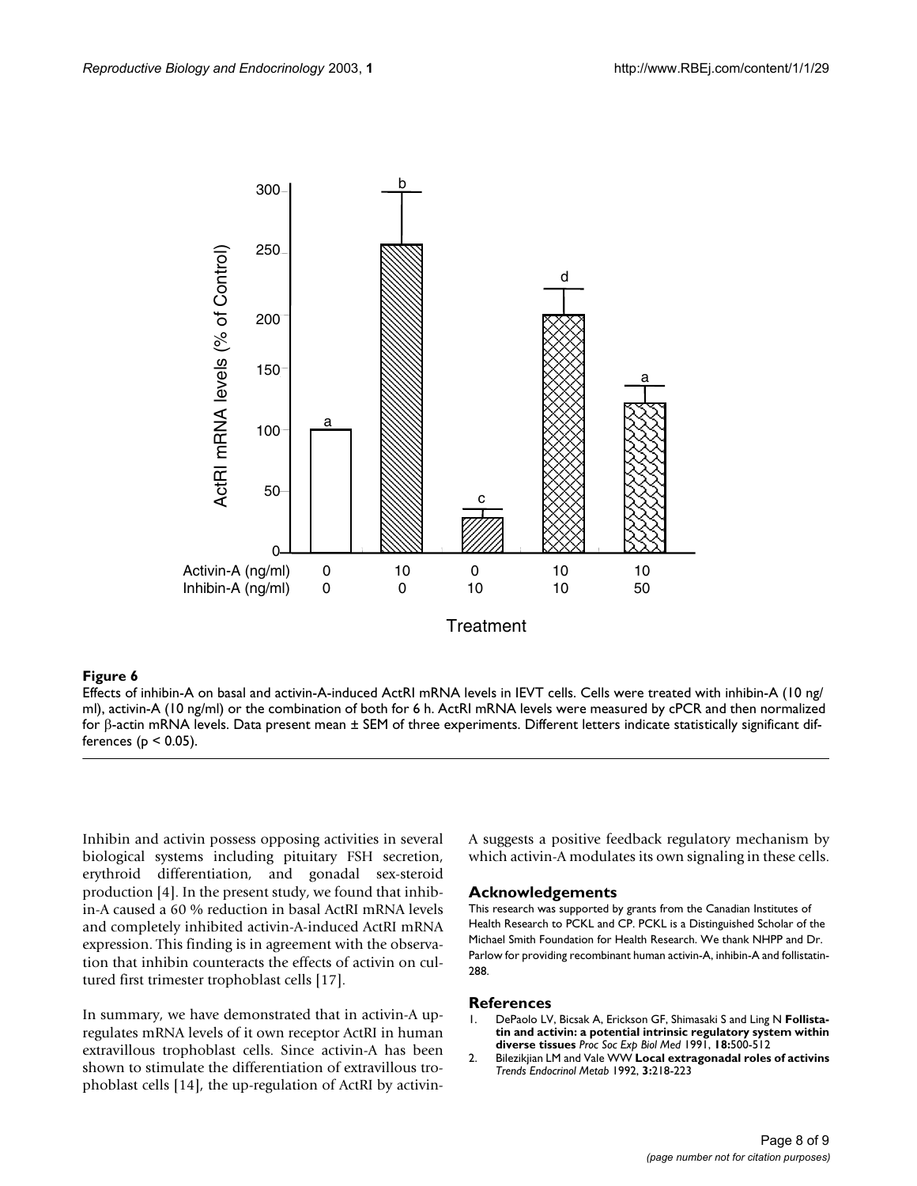**Figure 6**

Effects of inhibin-A on basal and activin-A-induced ActRI mRNA levels in IEVT cells. Cells were treated with inhibin-A (10 ng/ml), activin-A (10 ng/ml) or the combination of both for 6 h. ActRI mRNA levels were measured by cPCR and then normalized for β-actin mRNA levels. Data present mean ± SEM of three experiments. Different letters indicate statistically significant differences ($p < 0.05$).

Inhibin and activin possess opposing activities in several biological systems including pituitary FSH secretion, erythroid differentiation, and gonadal sex-steroid production [4]. In the present study, we found that inhibin-A caused a 60 % reduction in basal ActRI mRNA levels and completely inhibited activin-A-induced ActRI mRNA expression. This finding is in agreement with the observation that inhibin counteracts the effects of activin on cultured first trimester trophoblast cells [17].

In summary, we have demonstrated that in activin-A up-regulates mRNA levels of it own receptor ActRI in human extravillous trophoblast cells. Since activin-A has been shown to stimulate the differentiation of extravillous trophoblast cells [14], the up-regulation of ActRI by activin-A suggests a positive feedback regulatory mechanism by which activin-A modulates its own signaling in these cells.

## Acknowledgements

This research was supported by grants from the Canadian Institutes of Health Research to PCKL and CP. PCKL is a Distinguished Scholar of the Michael Smith Foundation for Health Research. We thank NHPP and Dr. Parlow for providing recombinant human activin-A, inhibin-A and follistatin-288.

## References

1. DePaolo LV, Bicsak A, Erickson GF, Shimasaki S and Ling N **Follistatin and activin: a potential intrinsic regulatory system within diverse tissues** *Proc Soc Exp Biol Med* 1991, **18:**500-512
2. Bilezikjian LM and Vale WW **Local extragonadal roles of activins** *Trends Endocrinol Metab* 1992, **3:**218-223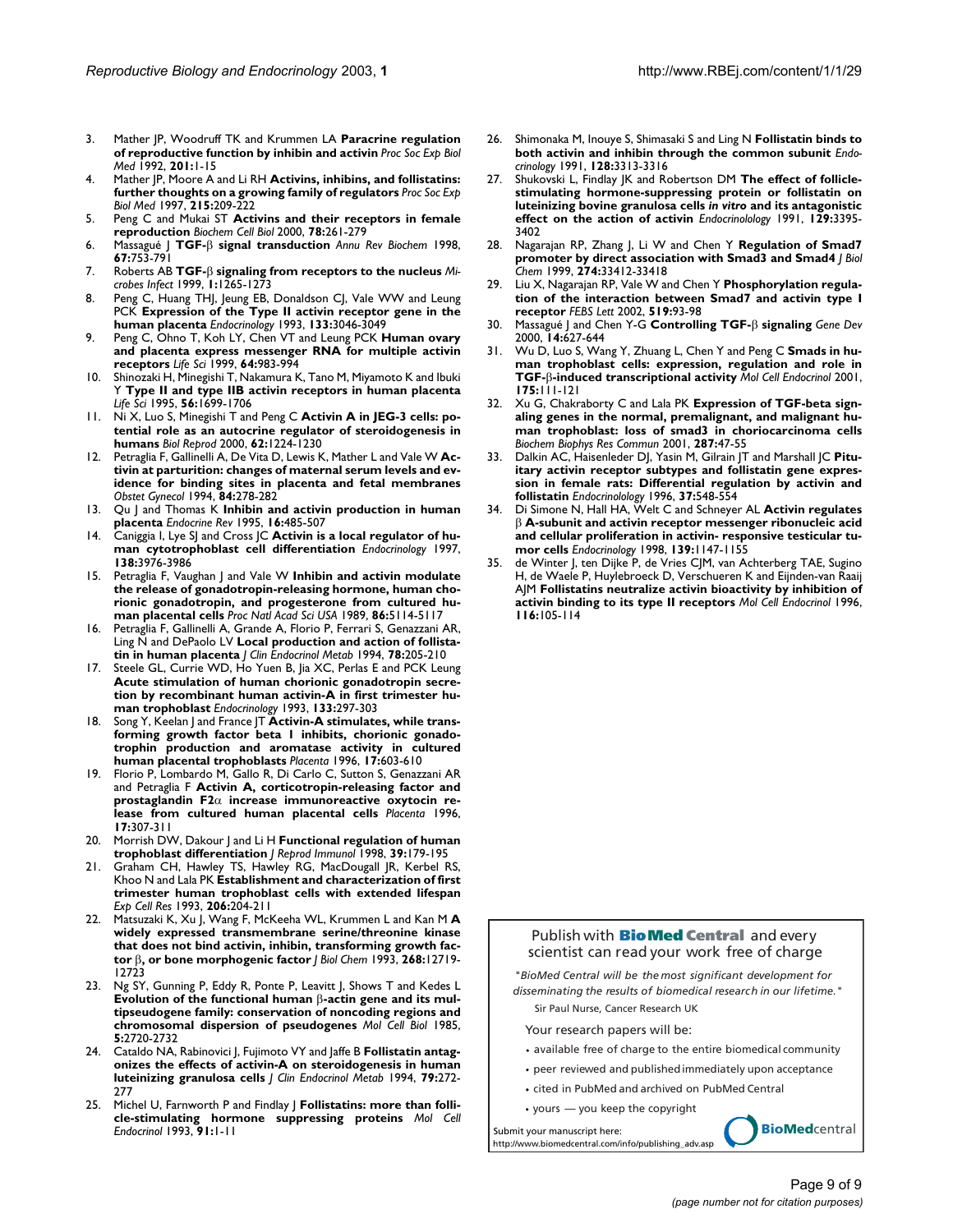3. Mather JP, Woodruff TK and Krummen LA **Paracrine regulation of reproductive function by inhibin and activin** *Proc Soc Exp Biol Med* 1992, **201:**1-15
4. Mather JP, Moore A and Li RH **Activins, inhibins, and follistatins: further thoughts on a growing family of regulators** *Proc Soc Exp Biol Med* 1997, **215:**209-222
5. Peng C and Mukai ST **Activins and their receptors in female reproduction** *Biochem Cell Biol* 2000, **78:**261-279
6. Massagué J **TGF-β signal transduction** *Annu Rev Biochem* 1998, **67:**753-791
7. Roberts AB **TGF-β signaling from receptors to the nucleus** *Microbes Infect* 1999, **1:**1265-1273
8. Peng C, Huang THJ, Jeung EB, Donaldson CJ, Vale WW and Leung PCK **Expression of the Type II activin receptor gene in the human placenta** *Endocrinology* 1993, **133:**3046-3049
9. Peng C, Ohno T, Koh LY, Chen VT and Leung PCK **Human ovary and placenta express messenger RNA for multiple activin receptors** *Life Sci* 1999, **64:**983-994
10. Shinozaki H, Minegishi T, Nakamura K, Tano M, Miyamoto K and Ibuki Y **Type II and type IIB activin receptors in human placenta** *Life Sci* 1995, **56:**1699-1706
11. Ni X, Luo S, Minegishi T and Peng C **Activin A in JEG-3 cells: potential role as an autocrine regulator of steroidogenesis in humans** *Biol Reprod* 2000, **62:**1224-1230
12. Petraglia F, Gallinelli A, De Vita D, Lewis K, Mather L and Vale W **Activin at parturition: changes of maternal serum levels and evidence for binding sites in placenta and fetal membranes** *Obstet Gynecol* 1994, **84:**278-282
13. Qu J and Thomas K **Inhibin and activin production in human placenta** *Endocrine Rev* 1995, **16:**485-507
14. Caniggia I, Lye SJ and Cross JC **Activin is a local regulator of human cytotrophoblast cell differentiation** *Endocrinology* 1997, **138:**3976-3986
15. Petraglia F, Vaughan J and Vale W **Inhibin and activin modulate the release of gonadotropin-releasing hormone, human chorionic gonadotropin, and progesterone from cultured human placental cells** *Proc Natl Acad Sci USA* 1989, **86:**5114-5117
16. Petraglia F, Gallinelli A, Grande A, Florio P, Ferrari S, Genazzani AR, Ling N and DePaolo LV **Local production and action of follistatin in human placenta** *J Clin Endocrinol Metab* 1994, **78:**205-210
17. Steele GL, Currie WD, Ho Yuen B, Jia XC, Perlas E and PCK Leung **Acute stimulation of human chorionic gonadotropin secretion by recombinant human activin-A in first trimester human trophoblast** *Endocrinology* 1993, **133:**297-303
18. Song Y, Keelan J and France JT **Activin-A stimulates, while transforming growth factor beta 1 inhibits, chorionic gonadotrophin production and aromatase activity in cultured human placental trophoblasts** *Placenta* 1996, **17:**603-610
19. Florio P, Lombardo M, Gallo R, Di Carlo C, Sutton S, Genazzani AR and Petraglia F **Activin A, corticotropin-releasing factor and prostaglandin F2α increase immunoreactive oxytocin release from cultured human placental cells** *Placenta* 1996, **17:**307-311
20. Morrish DW, Dakour J and Li H **Functional regulation of human trophoblast differentiation** *J Reprod Immunol* 1998, **39:**179-195
21. Graham CH, Hawley TS, Hawley RG, MacDougall JR, Kerbel RS, Khoo N and Lala PK **Establishment and characterization of first trimester human trophoblast cells with extended lifespan** *Exp Cell Res* 1993, **206:**204-211
22. Matsuzaki K, Xu J, Wang F, McKeeha WL, Krummen L and Kan M **A widely expressed transmembrane serine/threonine kinase that does not bind activin, inhibin, transforming growth factor β, or bone morphogenic factor** *J Biol Chem* 1993, **268:**12719-12723
23. Ng SY, Gunning P, Eddy R, Ponte P, Leavitt J, Shows T and Kedes L **Evolution of the functional human β-actin gene and its multipseudogene family: conservation of noncoding regions and chromosomal dispersion of pseudogenes** *Mol Cell Biol* 1985, **5:**2720-2732
24. Cataldo NA, Rabinovici J, Fujimoto VY and Jaffe B **Follistatin antagonizes the effects of activin-A on steroidogenesis in human luteinizing granulosa cells** *J Clin Endocrinol Metab* 1994, **79:**272-277
25. Michel U, Farnworth P and Findlay J **Follistatins: more than follicle-stimulating hormone suppressing proteins** *Mol Cell Endocrinol* 1993, **91:**1-11
26. Shimonaka M, Inouye S, Shimasaki S and Ling N **Follistatin binds to both activin and inhibin through the common subunit** *Endocrinology* 1991, **128:**3313-3316
27. Shukovski L, Findlay JK and Robertson DM **The effect of follicle-stimulating hormone-suppressing protein or follistatin on luteinizing bovine granulosa cells *in vitro* and its antagonistic effect on the action of activin** *Endocrinolology* 1991, **129:**3395-3402
28. Nagarajan RP, Zhang J, Li W and Chen Y **Regulation of Smad7 promoter by direct association with Smad3 and Smad4** *J Biol Chem* 1999, **274:**33412-33418
29. Liu X, Nagarajan RP, Vale W and Chen Y **Phosphorylation regulation of the interaction between Smad7 and activin type I receptor** *FEBS Lett* 2002, **519:**93-98
30. Massagué J and Chen Y-G **Controlling TGF-β signaling** *Gene Dev* 2000, **14:**627-644
31. Wu D, Luo S, Wang Y, Zhuang L, Chen Y and Peng C **Smads in human trophoblast cells: expression, regulation and role in TGF-β-induced transcriptional activity** *Mol Cell Endocrinol* 2001, **175:**111-121
32. Xu G, Chakraborty C and Lala PK **Expression of TGF-beta signaling genes in the normal, premalignant, and malignant human trophoblast: loss of smad3 in choriocarcinoma cells** *Biochem Biophys Res Commun* 2001, **287:**47-55
33. Dalkin AC, Haisenleder DJ, Yasin M, Gilrain JT and Marshall JC **Pituitary activin receptor subtypes and follistatin gene expression in female rats: Differential regulation by activin and follistatin** *Endocrinolology* 1996, **37:**548-554
34. Di Simone N, Hall HA, Welt C and Schneyer AL **Activin regulates β A-subunit and activin receptor messenger ribonucleic acid and cellular proliferation in activin- responsive testicular tumor cells** *Endocrinology* 1998, **139:**1147-1155
35. de Winter J, ten Dijke P, de Vries CJM, van Achterberg TAE, Sugino H, de Waele P, Huylebroeck D, Verschueren K and Eijnden-van Raaij AJM **Follistatins neutralize activin bioactivity by inhibition of activin binding to its type II receptors** *Mol Cell Endocrinol* 1996, **116:**105-114

Publish with **BioMed Central** and every scientist can read your work free of charge

*"BioMed Central will be the most significant development for disseminating the results of biomedical research in our lifetime."*
Sir Paul Nurse, Cancer Research UK

Your research papers will be:

- available free of charge to the entire biomedical community
- peer reviewed and published immediately upon acceptance
- cited in PubMed and archived on PubMed Central
- yours — you keep the copyright

Submit your manuscript here:
http://www.biomedcentral.com/info/publishing_adv.asp

BioMedcentral